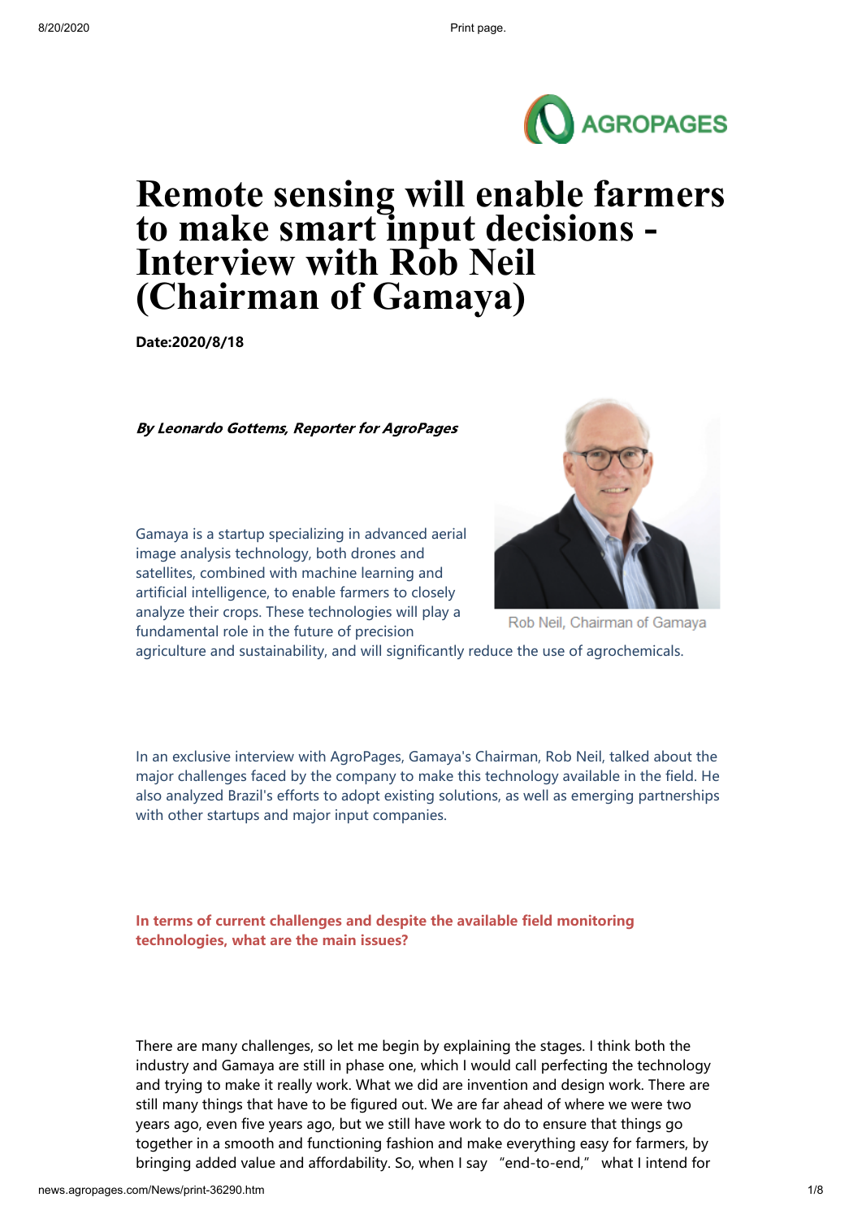# Remote sensing will enable farmers to make smart input decisions - Interview with Rob Neil (Chairman of Gamaya)

**Date:2020/8/18**

***By Leonardo Gottems, Reporter for AgroPages***

Rob Neil, Chairman of Gamaya

Gamaya is a startup specializing in advanced aerial image analysis technology, both drones and satellites, combined with machine learning and artificial intelligence, to enable farmers to closely analyze their crops. These technologies will play a fundamental role in the future of precision agriculture and sustainability, and will significantly reduce the use of agrochemicals.

In an exclusive interview with AgroPages, Gamaya's Chairman, Rob Neil, talked about the major challenges faced by the company to make this technology available in the field. He also analyzed Brazil's efforts to adopt existing solutions, as well as emerging partnerships with other startups and major input companies.

**In terms of current challenges and despite the available field monitoring technologies, what are the main issues?**

There are many challenges, so let me begin by explaining the stages. I think both the industry and Gamaya are still in phase one, which I would call perfecting the technology and trying to make it really work. What we did are invention and design work. There are still many things that have to be figured out. We are far ahead of where we were two years ago, even five years ago, but we still have work to do to ensure that things go together in a smooth and functioning fashion and make everything easy for farmers, by bringing added value and affordability. So, when I say "end-to-end," what I intend for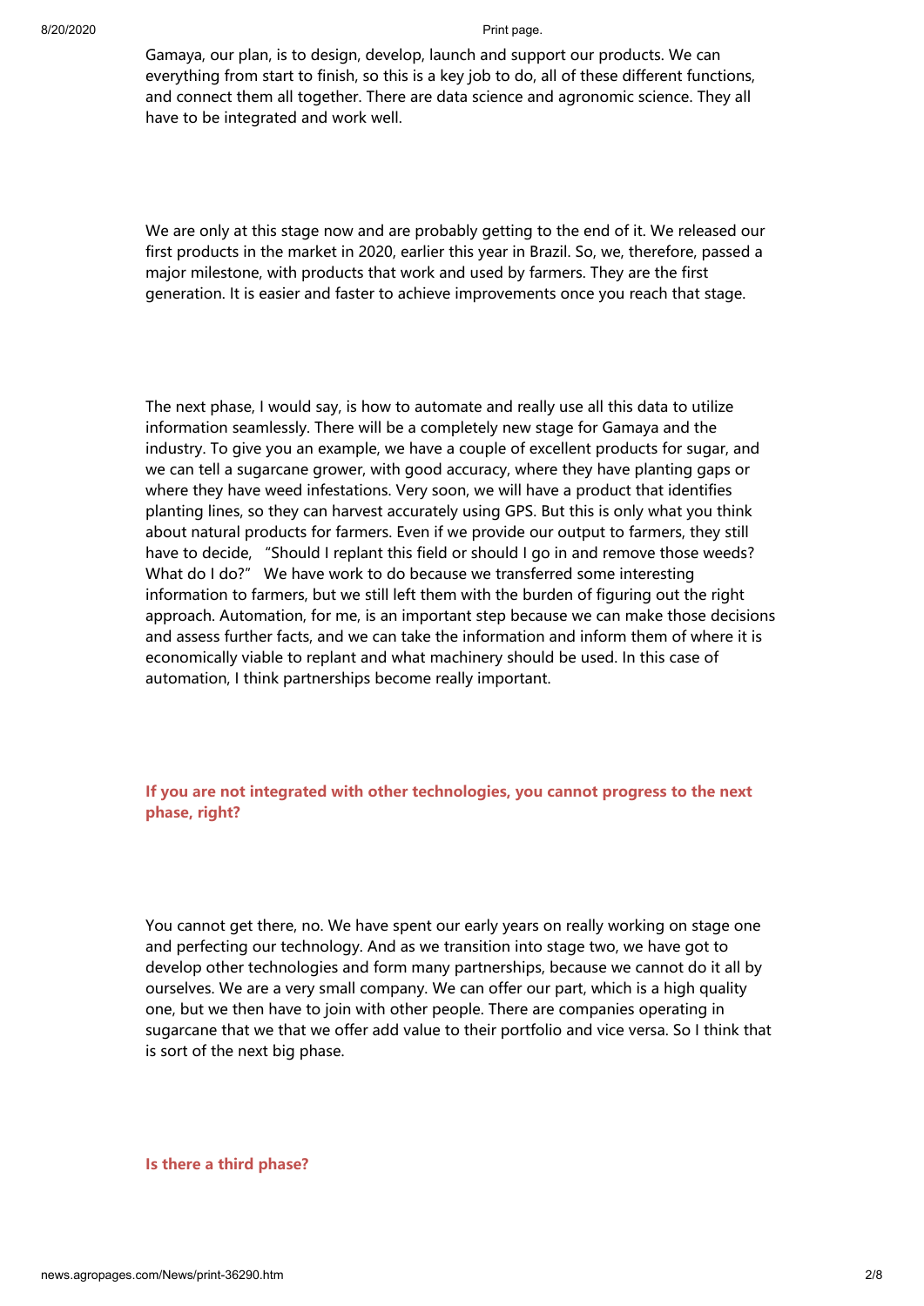Gamaya, our plan, is to design, develop, launch and support our products. We can everything from start to finish, so this is a key job to do, all of these different functions, and connect them all together. There are data science and agronomic science. They all have to be integrated and work well.

We are only at this stage now and are probably getting to the end of it. We released our first products in the market in 2020, earlier this year in Brazil. So, we, therefore, passed a major milestone, with products that work and used by farmers. They are the first generation. It is easier and faster to achieve improvements once you reach that stage.

The next phase, I would say, is how to automate and really use all this data to utilize information seamlessly. There will be a completely new stage for Gamaya and the industry. To give you an example, we have a couple of excellent products for sugar, and we can tell a sugarcane grower, with good accuracy, where they have planting gaps or where they have weed infestations. Very soon, we will have a product that identifies planting lines, so they can harvest accurately using GPS. But this is only what you think about natural products for farmers. Even if we provide our output to farmers, they still have to decide, "Should I replant this field or should I go in and remove those weeds? What do I do?" We have work to do because we transferred some interesting information to farmers, but we still left them with the burden of figuring out the right approach. Automation, for me, is an important step because we can make those decisions and assess further facts, and we can take the information and inform them of where it is economically viable to replant and what machinery should be used. In this case of automation, I think partnerships become really important.

**If you are not integrated with other technologies, you cannot progress to the next phase, right?**

You cannot get there, no. We have spent our early years on really working on stage one and perfecting our technology. And as we transition into stage two, we have got to develop other technologies and form many partnerships, because we cannot do it all by ourselves. We are a very small company. We can offer our part, which is a high quality one, but we then have to join with other people. There are companies operating in sugarcane that we that we offer add value to their portfolio and vice versa. So I think that is sort of the next big phase.

**Is there a third phase?**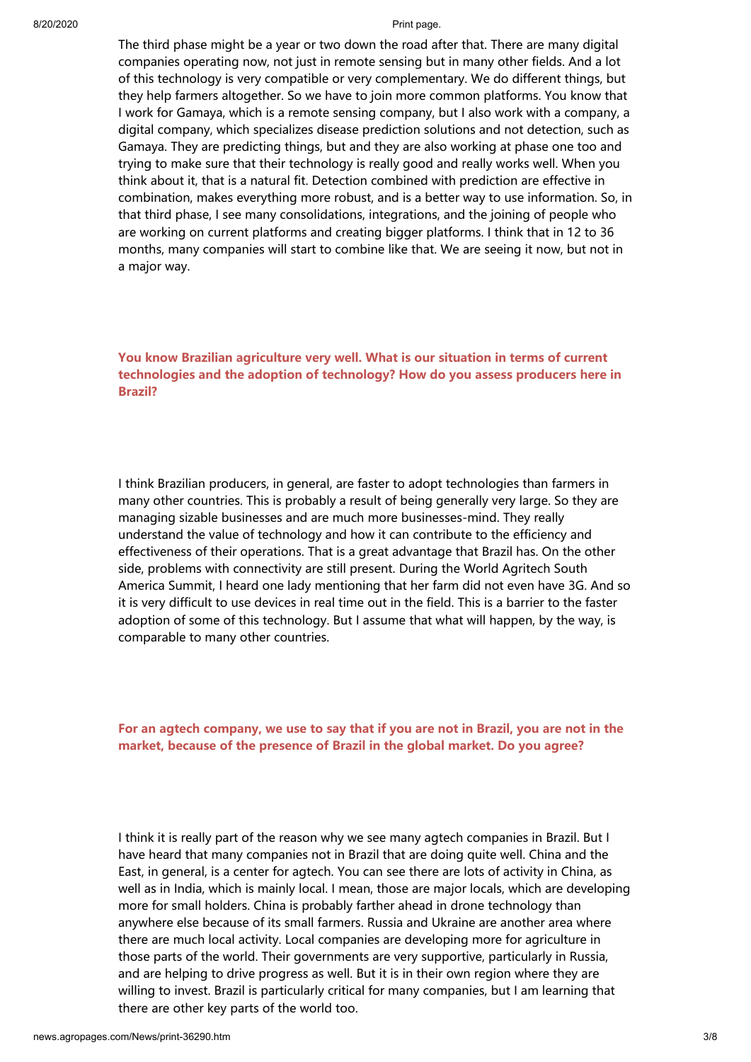The third phase might be a year or two down the road after that. There are many digital companies operating now, not just in remote sensing but in many other fields. And a lot of this technology is very compatible or very complementary. We do different things, but they help farmers altogether. So we have to join more common platforms. You know that I work for Gamaya, which is a remote sensing company, but I also work with a company, a digital company, which specializes disease prediction solutions and not detection, such as Gamaya. They are predicting things, but and they are also working at phase one too and trying to make sure that their technology is really good and really works well. When you think about it, that is a natural fit. Detection combined with prediction are effective in combination, makes everything more robust, and is a better way to use information. So, in that third phase, I see many consolidations, integrations, and the joining of people who are working on current platforms and creating bigger platforms. I think that in 12 to 36 months, many companies will start to combine like that. We are seeing it now, but not in a major way.

**You know Brazilian agriculture very well. What is our situation in terms of current technologies and the adoption of technology? How do you assess producers here in Brazil?**

I think Brazilian producers, in general, are faster to adopt technologies than farmers in many other countries. This is probably a result of being generally very large. So they are managing sizable businesses and are much more businesses-mind. They really understand the value of technology and how it can contribute to the efficiency and effectiveness of their operations. That is a great advantage that Brazil has. On the other side, problems with connectivity are still present. During the World Agritech South America Summit, I heard one lady mentioning that her farm did not even have 3G. And so it is very difficult to use devices in real time out in the field. This is a barrier to the faster adoption of some of this technology. But I assume that what will happen, by the way, is comparable to many other countries.

**For an agtech company, we use to say that if you are not in Brazil, you are not in the market, because of the presence of Brazil in the global market. Do you agree?**

I think it is really part of the reason why we see many agtech companies in Brazil. But I have heard that many companies not in Brazil that are doing quite well. China and the East, in general, is a center for agtech. You can see there are lots of activity in China, as well as in India, which is mainly local. I mean, those are major locals, which are developing more for small holders. China is probably farther ahead in drone technology than anywhere else because of its small farmers. Russia and Ukraine are another area where there are much local activity. Local companies are developing more for agriculture in those parts of the world. Their governments are very supportive, particularly in Russia, and are helping to drive progress as well. But it is in their own region where they are willing to invest. Brazil is particularly critical for many companies, but I am learning that there are other key parts of the world too.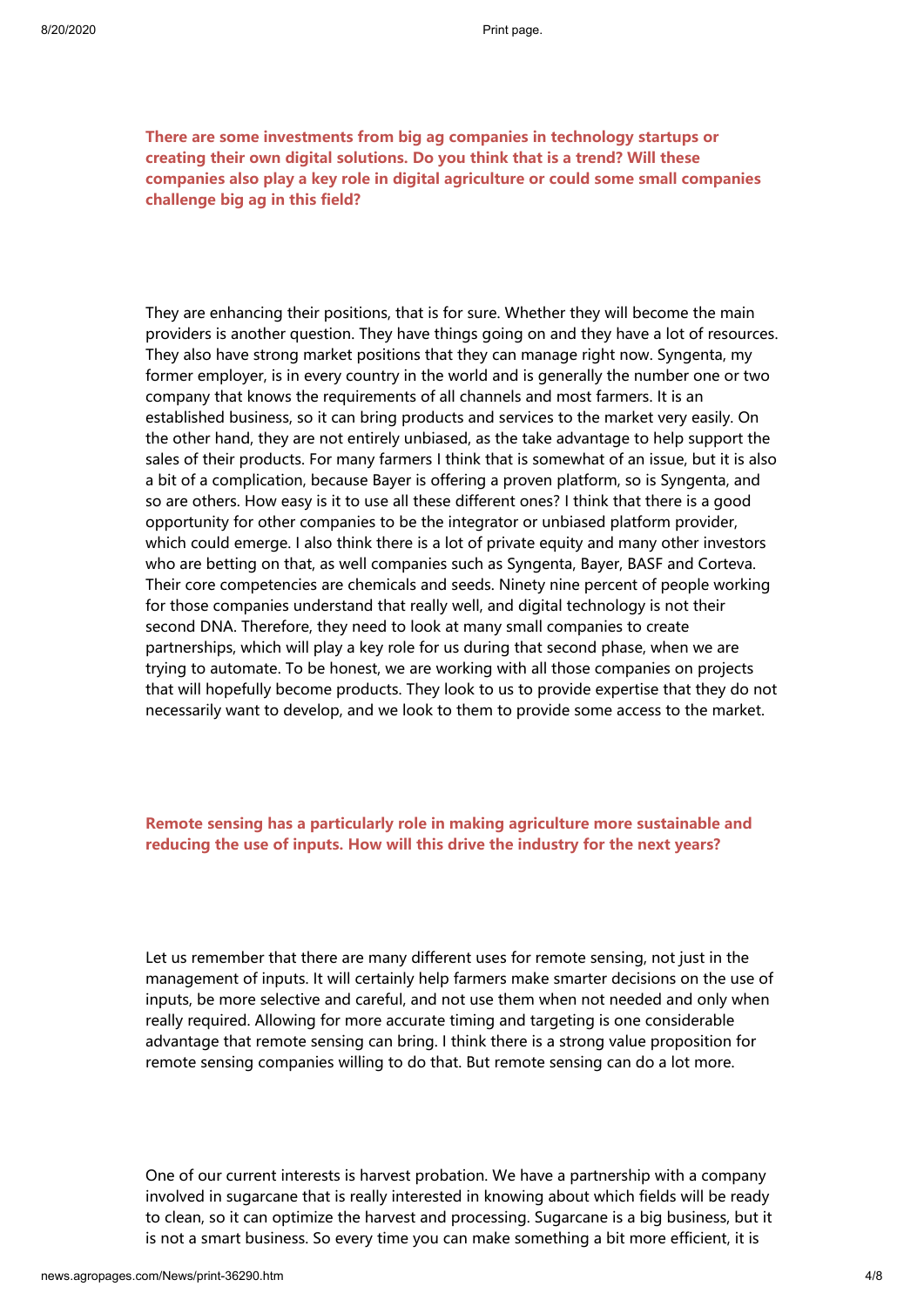**There are some investments from big ag companies in technology startups or creating their own digital solutions. Do you think that is a trend? Will these companies also play a key role in digital agriculture or could some small companies challenge big ag in this field?**

They are enhancing their positions, that is for sure. Whether they will become the main providers is another question. They have things going on and they have a lot of resources. They also have strong market positions that they can manage right now. Syngenta, my former employer, is in every country in the world and is generally the number one or two company that knows the requirements of all channels and most farmers. It is an established business, so it can bring products and services to the market very easily. On the other hand, they are not entirely unbiased, as the take advantage to help support the sales of their products. For many farmers I think that is somewhat of an issue, but it is also a bit of a complication, because Bayer is offering a proven platform, so is Syngenta, and so are others. How easy is it to use all these different ones? I think that there is a good opportunity for other companies to be the integrator or unbiased platform provider, which could emerge. I also think there is a lot of private equity and many other investors who are betting on that, as well companies such as Syngenta, Bayer, BASF and Corteva. Their core competencies are chemicals and seeds. Ninety nine percent of people working for those companies understand that really well, and digital technology is not their second DNA. Therefore, they need to look at many small companies to create partnerships, which will play a key role for us during that second phase, when we are trying to automate. To be honest, we are working with all those companies on projects that will hopefully become products. They look to us to provide expertise that they do not necessarily want to develop, and we look to them to provide some access to the market.

**Remote sensing has a particularly role in making agriculture more sustainable and reducing the use of inputs. How will this drive the industry for the next years?**

Let us remember that there are many different uses for remote sensing, not just in the management of inputs. It will certainly help farmers make smarter decisions on the use of inputs, be more selective and careful, and not use them when not needed and only when really required. Allowing for more accurate timing and targeting is one considerable advantage that remote sensing can bring. I think there is a strong value proposition for remote sensing companies willing to do that. But remote sensing can do a lot more.

One of our current interests is harvest probation. We have a partnership with a company involved in sugarcane that is really interested in knowing about which fields will be ready to clean, so it can optimize the harvest and processing. Sugarcane is a big business, but it is not a smart business. So every time you can make something a bit more efficient, it is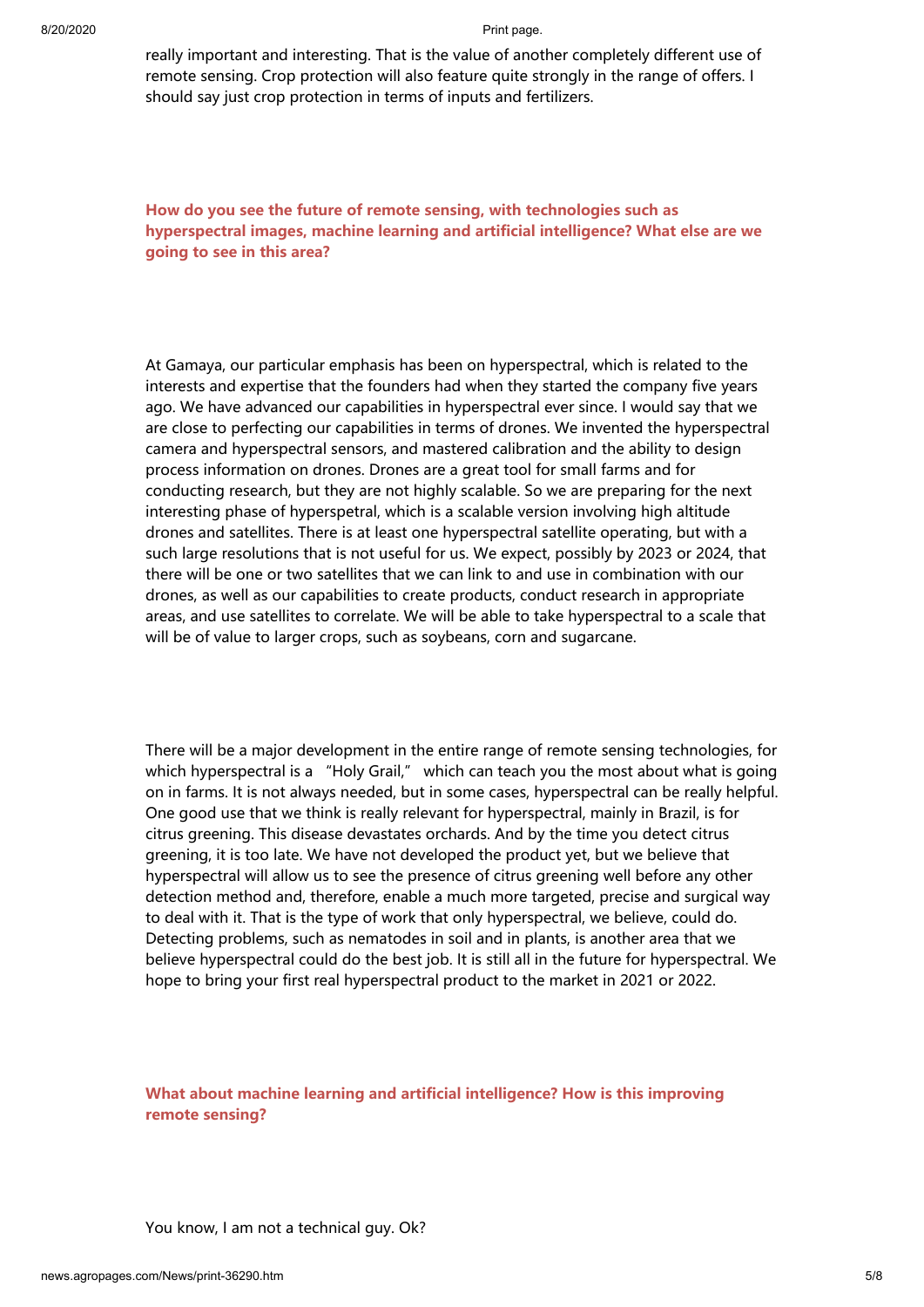really important and interesting. That is the value of another completely different use of remote sensing. Crop protection will also feature quite strongly in the range of offers. I should say just crop protection in terms of inputs and fertilizers.

**How do you see the future of remote sensing, with technologies such as hyperspectral images, machine learning and artificial intelligence? What else are we going to see in this area?**

At Gamaya, our particular emphasis has been on hyperspectral, which is related to the interests and expertise that the founders had when they started the company five years ago. We have advanced our capabilities in hyperspectral ever since. I would say that we are close to perfecting our capabilities in terms of drones. We invented the hyperspectral camera and hyperspectral sensors, and mastered calibration and the ability to design process information on drones. Drones are a great tool for small farms and for conducting research, but they are not highly scalable. So we are preparing for the next interesting phase of hyperspetral, which is a scalable version involving high altitude drones and satellites. There is at least one hyperspectral satellite operating, but with a such large resolutions that is not useful for us. We expect, possibly by 2023 or 2024, that there will be one or two satellites that we can link to and use in combination with our drones, as well as our capabilities to create products, conduct research in appropriate areas, and use satellites to correlate. We will be able to take hyperspectral to a scale that will be of value to larger crops, such as soybeans, corn and sugarcane.

There will be a major development in the entire range of remote sensing technologies, for which hyperspectral is a "Holy Grail," which can teach you the most about what is going on in farms. It is not always needed, but in some cases, hyperspectral can be really helpful. One good use that we think is really relevant for hyperspectral, mainly in Brazil, is for citrus greening. This disease devastates orchards. And by the time you detect citrus greening, it is too late. We have not developed the product yet, but we believe that hyperspectral will allow us to see the presence of citrus greening well before any other detection method and, therefore, enable a much more targeted, precise and surgical way to deal with it. That is the type of work that only hyperspectral, we believe, could do. Detecting problems, such as nematodes in soil and in plants, is another area that we believe hyperspectral could do the best job. It is still all in the future for hyperspectral. We hope to bring your first real hyperspectral product to the market in 2021 or 2022.

**What about machine learning and artificial intelligence? How is this improving remote sensing?**

You know, I am not a technical guy. Ok?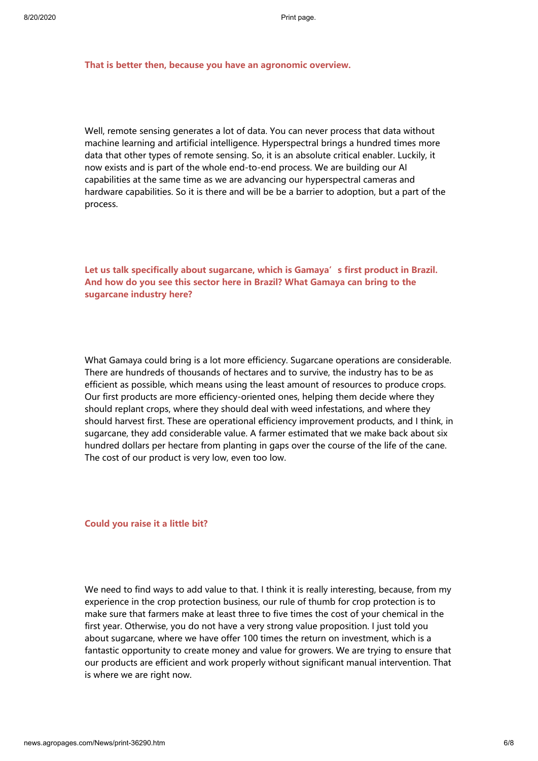**That is better then, because you have an agronomic overview.**

Well, remote sensing generates a lot of data. You can never process that data without machine learning and artificial intelligence. Hyperspectral brings a hundred times more data that other types of remote sensing. So, it is an absolute critical enabler. Luckily, it now exists and is part of the whole end-to-end process. We are building our AI capabilities at the same time as we are advancing our hyperspectral cameras and hardware capabilities. So it is there and will be be a barrier to adoption, but a part of the process.

**Let us talk specifically about sugarcane, which is Gamaya's first product in Brazil. And how do you see this sector here in Brazil? What Gamaya can bring to the sugarcane industry here?**

What Gamaya could bring is a lot more efficiency. Sugarcane operations are considerable. There are hundreds of thousands of hectares and to survive, the industry has to be as efficient as possible, which means using the least amount of resources to produce crops. Our first products are more efficiency-oriented ones, helping them decide where they should replant crops, where they should deal with weed infestations, and where they should harvest first. These are operational efficiency improvement products, and I think, in sugarcane, they add considerable value. A farmer estimated that we make back about six hundred dollars per hectare from planting in gaps over the course of the life of the cane. The cost of our product is very low, even too low.

**Could you raise it a little bit?**

We need to find ways to add value to that. I think it is really interesting, because, from my experience in the crop protection business, our rule of thumb for crop protection is to make sure that farmers make at least three to five times the cost of your chemical in the first year. Otherwise, you do not have a very strong value proposition. I just told you about sugarcane, where we have offer 100 times the return on investment, which is a fantastic opportunity to create money and value for growers. We are trying to ensure that our products are efficient and work properly without significant manual intervention. That is where we are right now.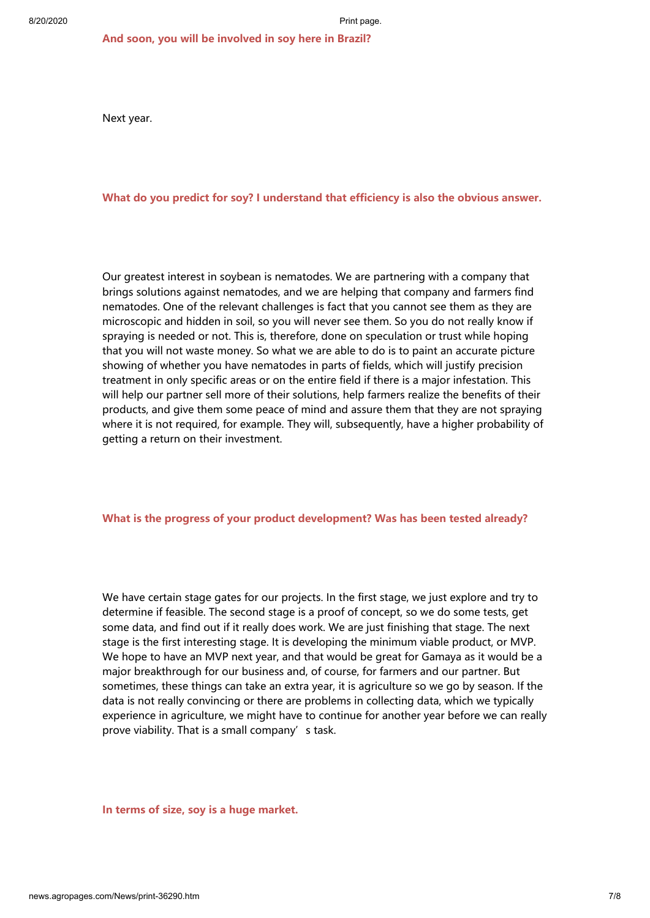**And soon, you will be involved in soy here in Brazil?**

Next year.

**What do you predict for soy? I understand that efficiency is also the obvious answer.**

Our greatest interest in soybean is nematodes. We are partnering with a company that brings solutions against nematodes, and we are helping that company and farmers find nematodes. One of the relevant challenges is fact that you cannot see them as they are microscopic and hidden in soil, so you will never see them. So you do not really know if spraying is needed or not. This is, therefore, done on speculation or trust while hoping that you will not waste money. So what we are able to do is to paint an accurate picture showing of whether you have nematodes in parts of fields, which will justify precision treatment in only specific areas or on the entire field if there is a major infestation. This will help our partner sell more of their solutions, help farmers realize the benefits of their products, and give them some peace of mind and assure them that they are not spraying where it is not required, for example. They will, subsequently, have a higher probability of getting a return on their investment.

**What is the progress of your product development? Was has been tested already?**

We have certain stage gates for our projects. In the first stage, we just explore and try to determine if feasible. The second stage is a proof of concept, so we do some tests, get some data, and find out if it really does work. We are just finishing that stage. The next stage is the first interesting stage. It is developing the minimum viable product, or MVP. We hope to have an MVP next year, and that would be great for Gamaya as it would be a major breakthrough for our business and, of course, for farmers and our partner. But sometimes, these things can take an extra year, it is agriculture so we go by season. If the data is not really convincing or there are problems in collecting data, which we typically experience in agriculture, we might have to continue for another year before we can really prove viability. That is a small company's task.

**In terms of size, soy is a huge market.**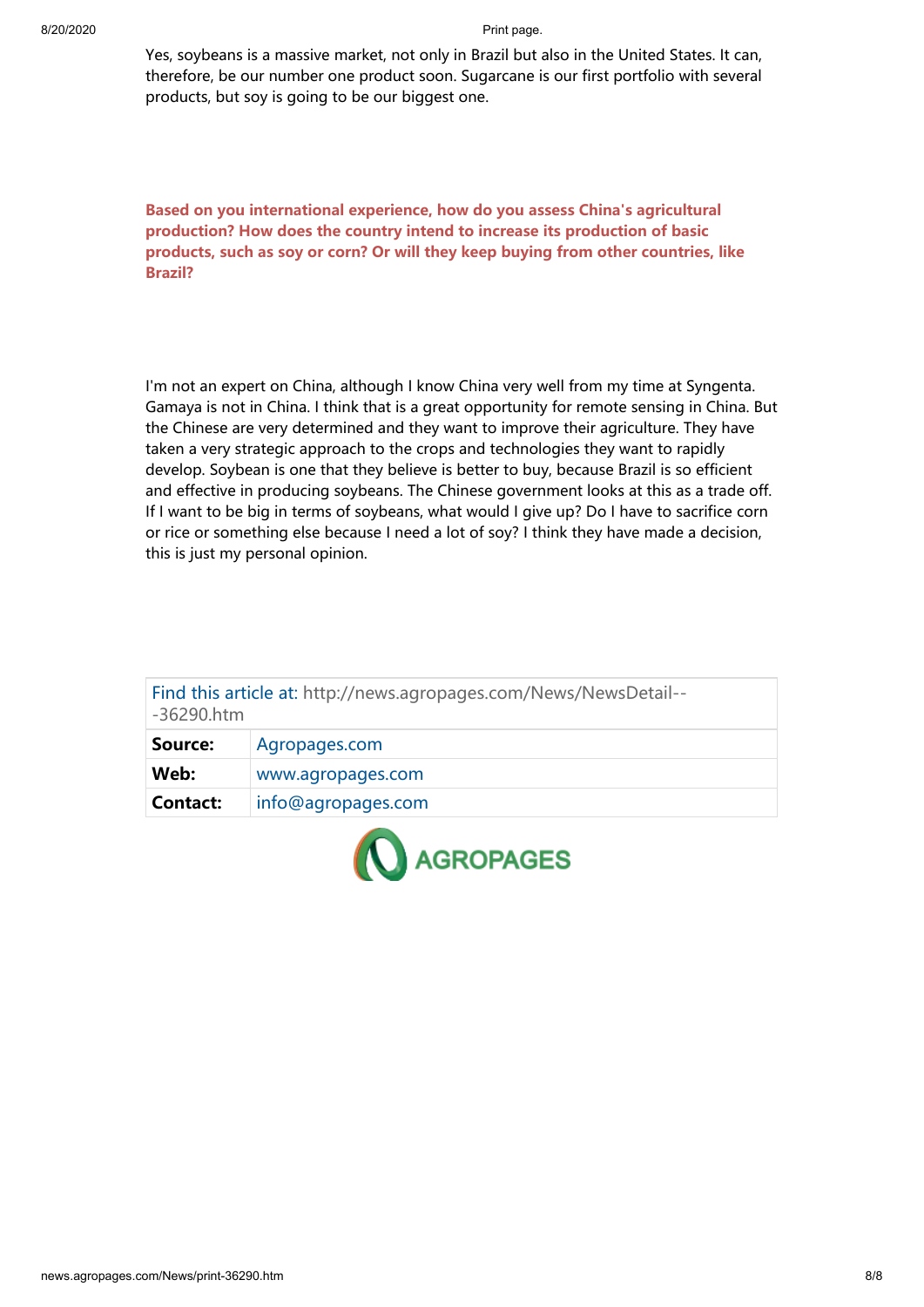Yes, soybeans is a massive market, not only in Brazil but also in the United States. It can, therefore, be our number one product soon. Sugarcane is our first portfolio with several products, but soy is going to be our biggest one.

**Based on you international experience, how do you assess China's agricultural production? How does the country intend to increase its production of basic products, such as soy or corn? Or will they keep buying from other countries, like Brazil?**

I'm not an expert on China, although I know China very well from my time at Syngenta. Gamaya is not in China. I think that is a great opportunity for remote sensing in China. But the Chinese are very determined and they want to improve their agriculture. They have taken a very strategic approach to the crops and technologies they want to rapidly develop. Soybean is one that they believe is better to buy, because Brazil is so efficient and effective in producing soybeans. The Chinese government looks at this as a trade off. If I want to be big in terms of soybeans, what would I give up? Do I have to sacrifice corn or rice or something else because I need a lot of soy? I think they have made a decision, this is just my personal opinion.

| Find this article at: http://news.agropages.com/News/NewsDetail---36290.htm | |
|---|---|
| **Source:** | Agropages.com |
| **Web:** | www.agropages.com |
| **Contact:** | info@agropages.com |

AGROPAGES